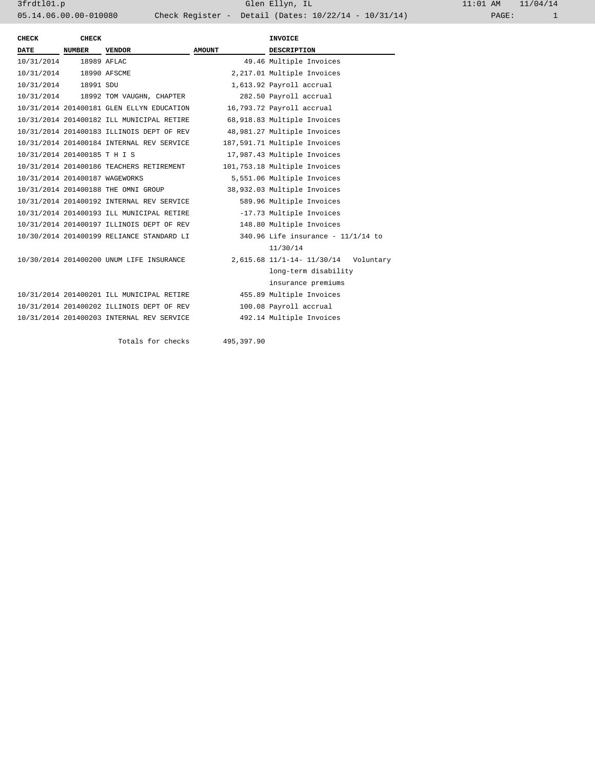Glen Ellyn, IL

05.14.06.00.00-010080 Check Register - Detail (Dates: 10/22/14 - 10/31/14)

| CHECK DATE | CHECK NUMBER | VENDOR | AMOUNT | INVOICE DESCRIPTION |
|---|---|---|---|---|
| 10/31/2014 | 18989 | AFLAC | 49.46 | Multiple Invoices |
| 10/31/2014 | 18990 | AFSCME | 2,217.01 | Multiple Invoices |
| 10/31/2014 | 18991 | SDU | 1,613.92 | Payroll accrual |
| 10/31/2014 | 18992 | TOM VAUGHN, CHAPTER | 282.50 | Payroll accrual |
| 10/31/2014 | 201400181 | GLEN ELLYN EDUCATION | 16,793.72 | Payroll accrual |
| 10/31/2014 | 201400182 | ILL MUNICIPAL RETIRE | 68,918.83 | Multiple Invoices |
| 10/31/2014 | 201400183 | ILLINOIS DEPT OF REV | 48,981.27 | Multiple Invoices |
| 10/31/2014 | 201400184 | INTERNAL REV SERVICE | 187,591.71 | Multiple Invoices |
| 10/31/2014 | 201400185 | T H I S | 17,987.43 | Multiple Invoices |
| 10/31/2014 | 201400186 | TEACHERS RETIREMENT | 101,753.18 | Multiple Invoices |
| 10/31/2014 | 201400187 | WAGEWORKS | 5,551.06 | Multiple Invoices |
| 10/31/2014 | 201400188 | THE OMNI GROUP | 38,932.03 | Multiple Invoices |
| 10/31/2014 | 201400192 | INTERNAL REV SERVICE | 589.96 | Multiple Invoices |
| 10/31/2014 | 201400193 | ILL MUNICIPAL RETIRE | -17.73 | Multiple Invoices |
| 10/31/2014 | 201400197 | ILLINOIS DEPT OF REV | 148.80 | Multiple Invoices |
| 10/30/2014 | 201400199 | RELIANCE STANDARD LI | 340.96 | Life insurance - 11/1/14 to 11/30/14 |
| 10/30/2014 | 201400200 | UNUM LIFE INSURANCE | 2,615.68 | 11/1-14- 11/30/14 Voluntary long-term disability insurance premiums |
| 10/31/2014 | 201400201 | ILL MUNICIPAL RETIRE | 455.89 | Multiple Invoices |
| 10/31/2014 | 201400202 | ILLINOIS DEPT OF REV | 100.08 | Payroll accrual |
| 10/31/2014 | 201400203 | INTERNAL REV SERVICE | 492.14 | Multiple Invoices |
| | | Totals for checks | 495,397.90 | |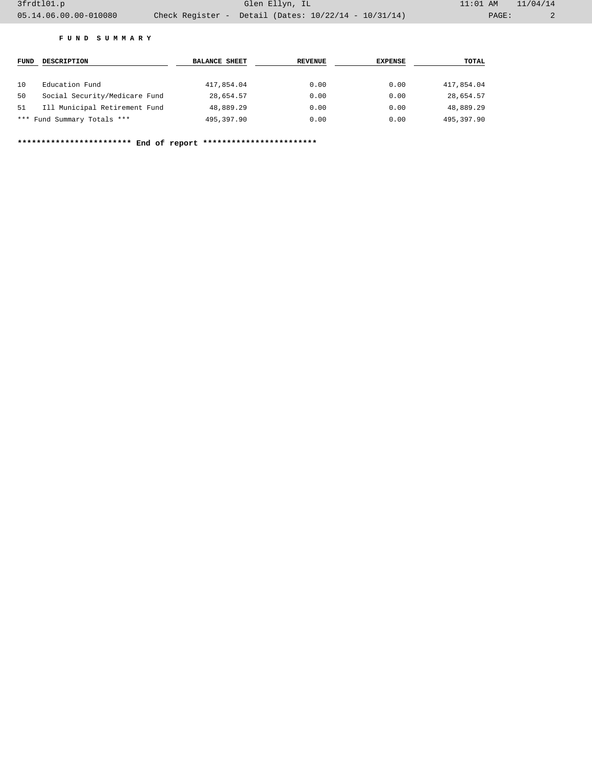**F U N D  S U M M A R Y**

| FUND | DESCRIPTION | BALANCE SHEET | REVENUE | EXPENSE | TOTAL |
|---|---|---|---|---|---|
| 10 | Education Fund | 417,854.04 | 0.00 | 0.00 | 417,854.04 |
| 50 | Social Security/Medicare Fund | 28,654.57 | 0.00 | 0.00 | 28,654.57 |
| 51 | Ill Municipal Retirement Fund | 48,889.29 | 0.00 | 0.00 | 48,889.29 |
| *** Fund Summary Totals *** | | 495,397.90 | 0.00 | 0.00 | 495,397.90 |

**************************** End of report ****************************